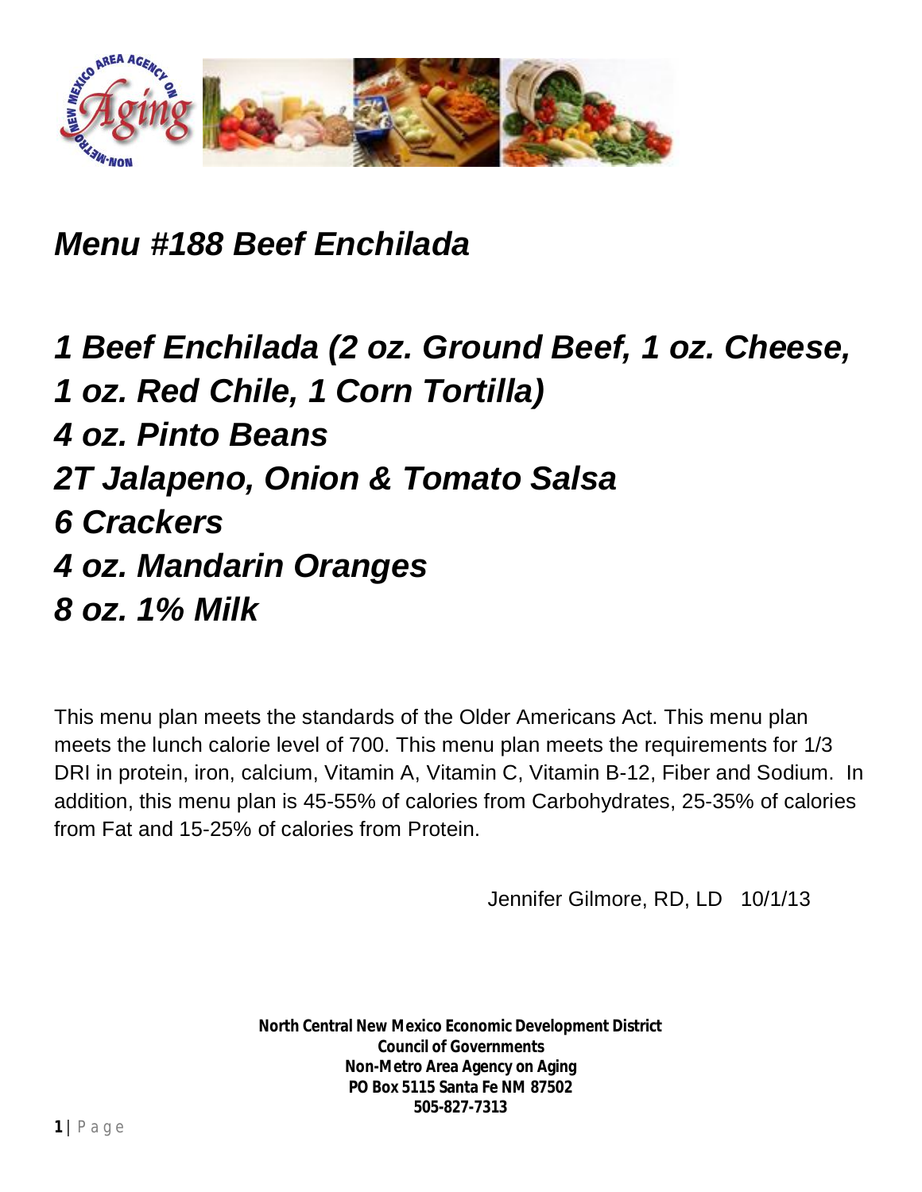# *Menu #188 Beef Enchilada*

***1 Beef Enchilada (2 oz. Ground Beef, 1 oz. Cheese, 1 oz. Red Chile, 1 Corn Tortilla)***
***4 oz. Pinto Beans***
***2T Jalapeno, Onion & Tomato Salsa***
***6 Crackers***
***4 oz. Mandarin Oranges***
***8 oz. 1% Milk***

This menu plan meets the standards of the Older Americans Act. This menu plan meets the lunch calorie level of 700. This menu plan meets the requirements for 1/3 DRI in protein, iron, calcium, Vitamin A, Vitamin C, Vitamin B-12, Fiber and Sodium. In addition, this menu plan is 45-55% of calories from Carbohydrates, 25-35% of calories from Fat and 15-25% of calories from Protein.

Jennifer Gilmore, RD, LD 10/1/13

**North Central New Mexico Economic Development District**
**Council of Governments**
**Non-Metro Area Agency on Aging**
**PO Box 5115 Santa Fe NM 87502**
**505-827-7313**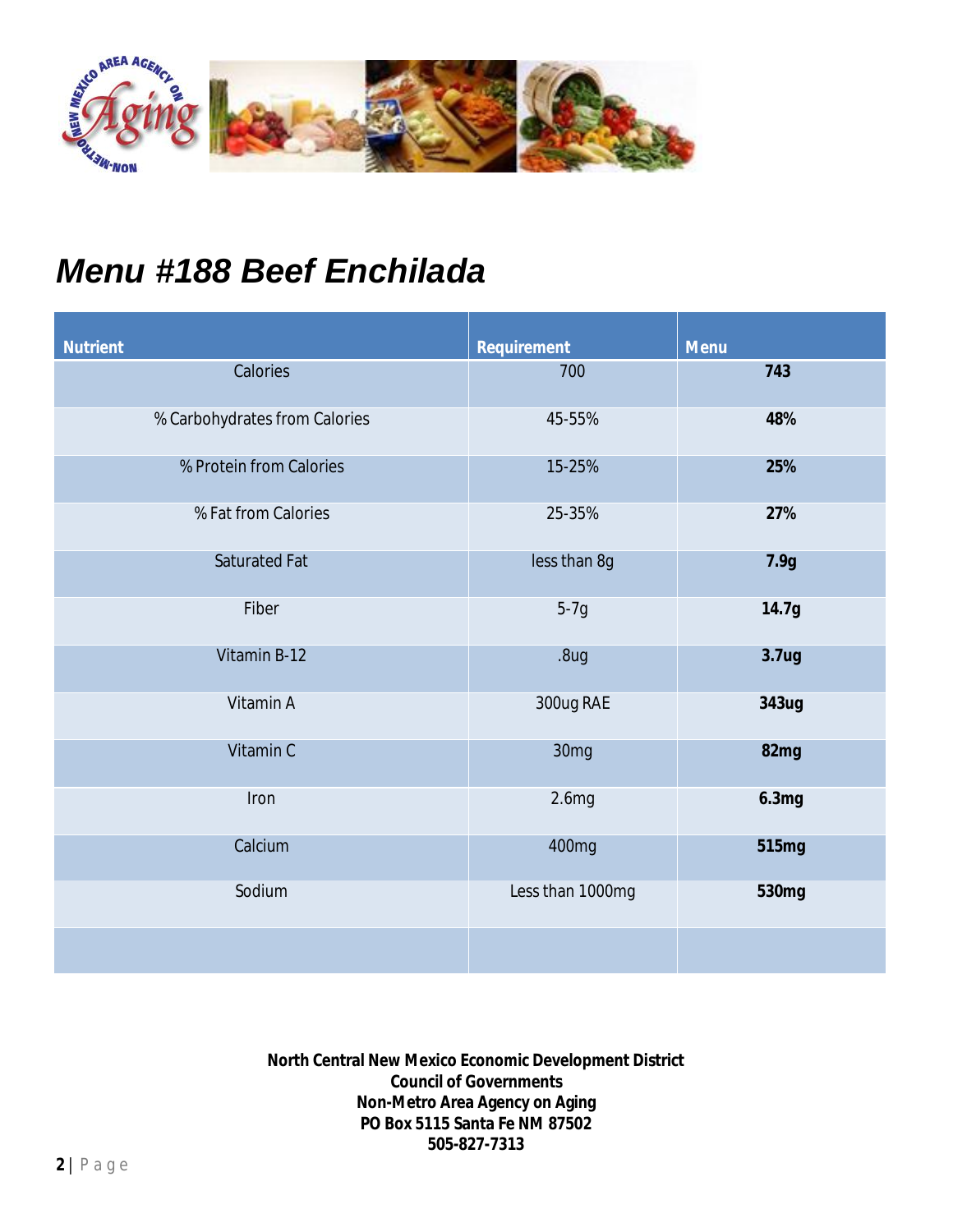# *Menu #188 Beef Enchilada*

| Nutrient | Requirement | Menu |
|---|---|---|
| Calories | 700 | **743** |
| % Carbohydrates from Calories | 45-55% | **48%** |
| % Protein from Calories | 15-25% | **25%** |
| % Fat from Calories | 25-35% | **27%** |
| Saturated Fat | less than 8g | **7.9g** |
| Fiber | 5-7g | **14.7g** |
| Vitamin B-12 | .8ug | **3.7ug** |
| Vitamin A | 300ug RAE | **343ug** |
| Vitamin C | 30mg | **82mg** |
| Iron | 2.6mg | **6.3mg** |
| Calcium | 400mg | **515mg** |
| Sodium | Less than 1000mg | **530mg** |
| | | |

**North Central New Mexico Economic Development District**
**Council of Governments**
**Non-Metro Area Agency on Aging**
**PO Box 5115 Santa Fe NM 87502**
**505-827-7313**